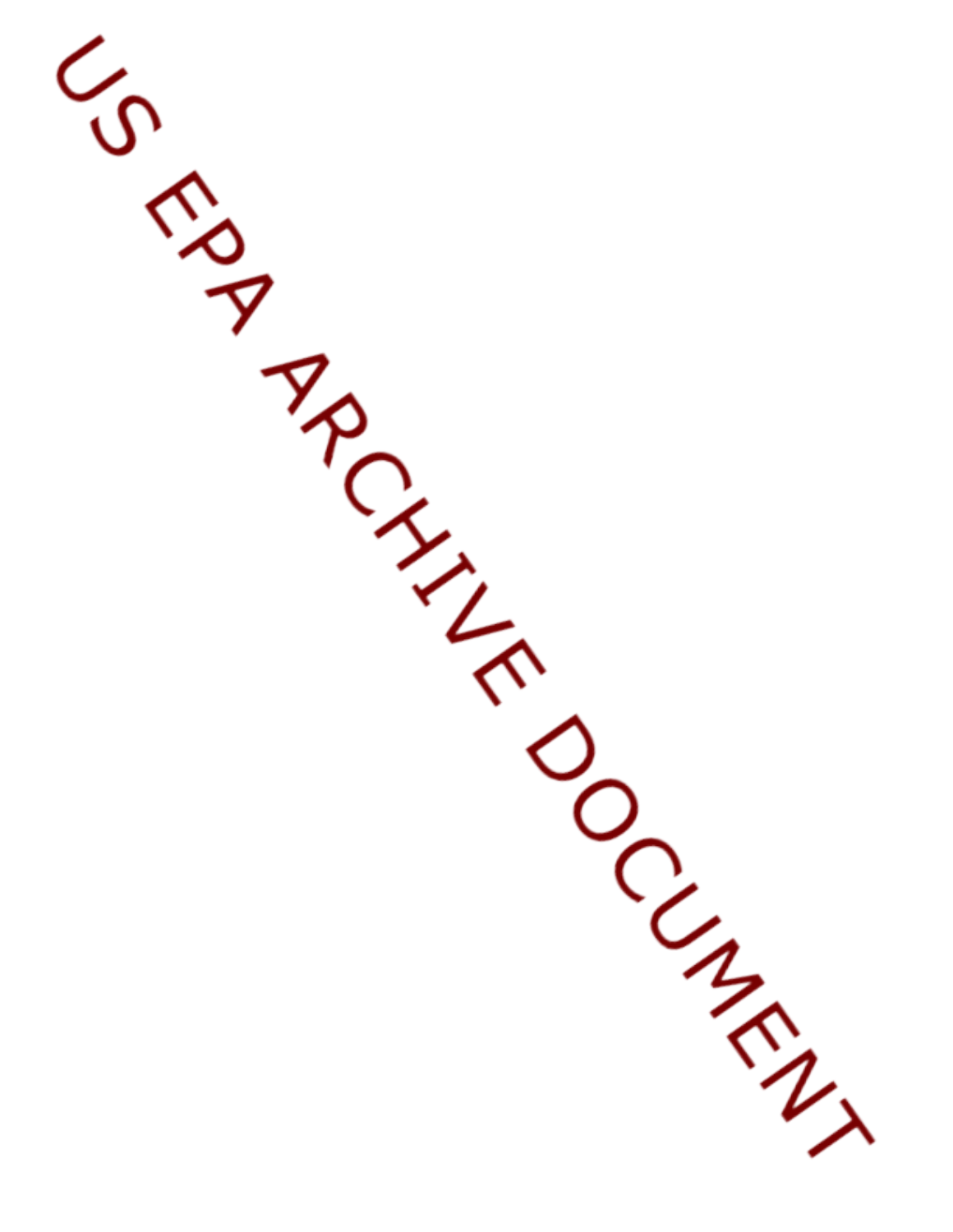US EPA ARCHIVE DOCUMENT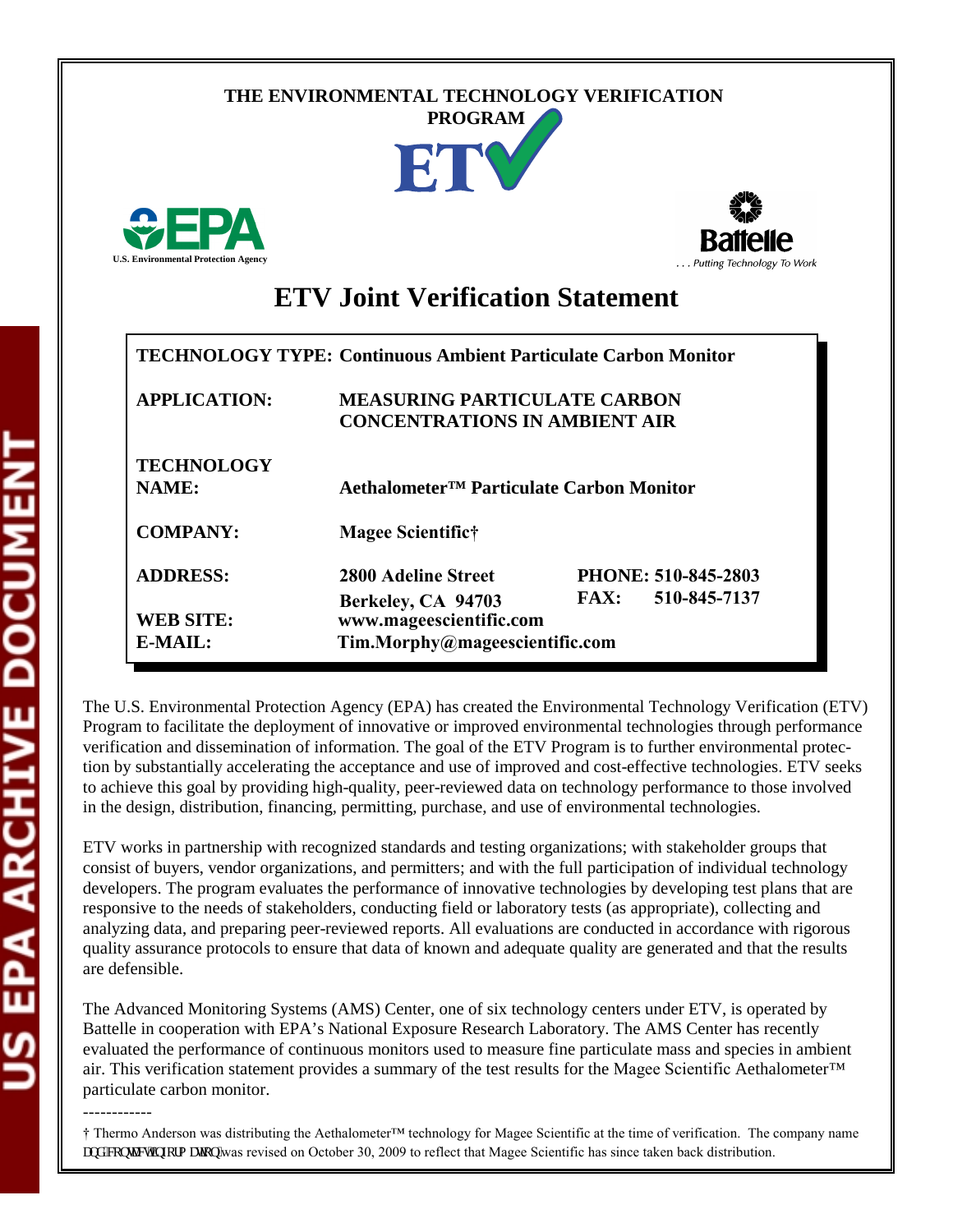THE ENVIRONMENTAL TECHNOLOGY VERIFICATION PROGRAM

ETV

U.S. Environmental Protection Agency

Battelle

. . . Putting Technology To Work

# ETV Joint Verification Statement

| | | |
|---|---|---|
| **TECHNOLOGY TYPE:** | **Continuous Ambient Particulate Carbon Monitor** | |
| **APPLICATION:** | **MEASURING PARTICULATE CARBON CONCENTRATIONS IN AMBIENT AIR** | |
| **TECHNOLOGY NAME:** | **Aethalometer™ Particulate Carbon Monitor** | |
| **COMPANY:** | **Magee Scientific†** | |
| **ADDRESS:** | **2800 Adeline Street Berkeley, CA 94703** | **PHONE: 510-845-2803 FAX: 510-845-7137** |
| **WEB SITE:** | **www.mageescientific.com** | |
| **E-MAIL:** | **Tim.Morphy@mageescientific.com** | |

The U.S. Environmental Protection Agency (EPA) has created the Environmental Technology Verification (ETV) Program to facilitate the deployment of innovative or improved environmental technologies through performance verification and dissemination of information. The goal of the ETV Program is to further environmental protection by substantially accelerating the acceptance and use of improved and cost-effective technologies. ETV seeks to achieve this goal by providing high-quality, peer-reviewed data on technology performance to those involved in the design, distribution, financing, permitting, purchase, and use of environmental technologies.

ETV works in partnership with recognized standards and testing organizations; with stakeholder groups that consist of buyers, vendor organizations, and permitters; and with the full participation of individual technology developers. The program evaluates the performance of innovative technologies by developing test plans that are responsive to the needs of stakeholders, conducting field or laboratory tests (as appropriate), collecting and analyzing data, and preparing peer-reviewed reports. All evaluations are conducted in accordance with rigorous quality assurance protocols to ensure that data of known and adequate quality are generated and that the results are defensible.

The Advanced Monitoring Systems (AMS) Center, one of six technology centers under ETV, is operated by Battelle in cooperation with EPA's National Exposure Research Laboratory. The AMS Center has recently evaluated the performance of continuous monitors used to measure fine particulate mass and species in ambient air. This verification statement provides a summary of the test results for the Magee Scientific Aethalometer™ particulate carbon monitor.

------------

† Thermo Anderson was distributing the Aethalometer™ technology for Magee Scientific at the time of verification. The company name and contact information was revised on October 30, 2009 to reflect that Magee Scientific has since taken back distribution.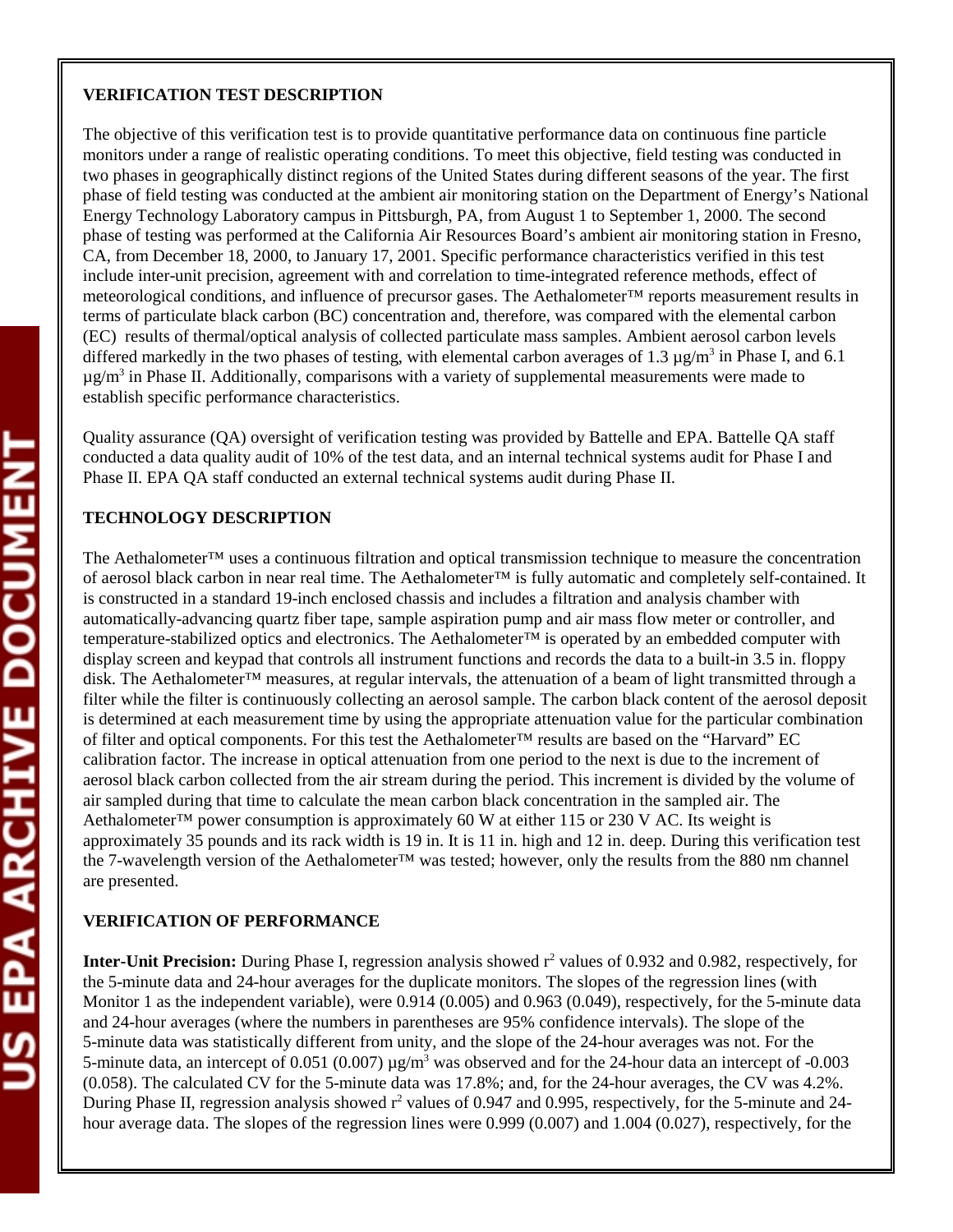## VERIFICATION TEST DESCRIPTION

The objective of this verification test is to provide quantitative performance data on continuous fine particle monitors under a range of realistic operating conditions. To meet this objective, field testing was conducted in two phases in geographically distinct regions of the United States during different seasons of the year. The first phase of field testing was conducted at the ambient air monitoring station on the Department of Energy's National Energy Technology Laboratory campus in Pittsburgh, PA, from August 1 to September 1, 2000. The second phase of testing was performed at the California Air Resources Board's ambient air monitoring station in Fresno, CA, from December 18, 2000, to January 17, 2001. Specific performance characteristics verified in this test include inter-unit precision, agreement with and correlation to time-integrated reference methods, effect of meteorological conditions, and influence of precursor gases. The Aethalometer™ reports measurement results in terms of particulate black carbon (BC) concentration and, therefore, was compared with the elemental carbon (EC) results of thermal/optical analysis of collected particulate mass samples. Ambient aerosol carbon levels differed markedly in the two phases of testing, with elemental carbon averages of 1.3 $\mu g/m^3$ in Phase I, and 6.1 $\mu g/m^3$ in Phase II. Additionally, comparisons with a variety of supplemental measurements were made to establish specific performance characteristics.

Quality assurance (QA) oversight of verification testing was provided by Battelle and EPA. Battelle QA staff conducted a data quality audit of 10% of the test data, and an internal technical systems audit for Phase I and Phase II. EPA QA staff conducted an external technical systems audit during Phase II.

## TECHNOLOGY DESCRIPTION

The Aethalometer™ uses a continuous filtration and optical transmission technique to measure the concentration of aerosol black carbon in near real time. The Aethalometer™ is fully automatic and completely self-contained. It is constructed in a standard 19-inch enclosed chassis and includes a filtration and analysis chamber with automatically-advancing quartz fiber tape, sample aspiration pump and air mass flow meter or controller, and temperature-stabilized optics and electronics. The Aethalometer™ is operated by an embedded computer with display screen and keypad that controls all instrument functions and records the data to a built-in 3.5 in. floppy disk. The Aethalometer™ measures, at regular intervals, the attenuation of a beam of light transmitted through a filter while the filter is continuously collecting an aerosol sample. The carbon black content of the aerosol deposit is determined at each measurement time by using the appropriate attenuation value for the particular combination of filter and optical components. For this test the Aethalometer™ results are based on the "Harvard" EC calibration factor. The increase in optical attenuation from one period to the next is due to the increment of aerosol black carbon collected from the air stream during the period. This increment is divided by the volume of air sampled during that time to calculate the mean carbon black concentration in the sampled air. The Aethalometer™ power consumption is approximately 60 W at either 115 or 230 V AC. Its weight is approximately 35 pounds and its rack width is 19 in. It is 11 in. high and 12 in. deep. During this verification test the 7-wavelength version of the Aethalometer™ was tested; however, only the results from the 880 nm channel are presented.

## VERIFICATION OF PERFORMANCE

**Inter-Unit Precision:** During Phase I, regression analysis showed $r^2$ values of 0.932 and 0.982, respectively, for the 5-minute data and 24-hour averages for the duplicate monitors. The slopes of the regression lines (with Monitor 1 as the independent variable), were 0.914 (0.005) and 0.963 (0.049), respectively, for the 5-minute data and 24-hour averages (where the numbers in parentheses are 95% confidence intervals). The slope of the 5-minute data was statistically different from unity, and the slope of the 24-hour averages was not. For the 5-minute data, an intercept of 0.051 (0.007) $\mu g/m^3$ was observed and for the 24-hour data an intercept of -0.003 (0.058). The calculated CV for the 5-minute data was 17.8%; and, for the 24-hour averages, the CV was 4.2%. During Phase II, regression analysis showed $r^2$ values of 0.947 and 0.995, respectively, for the 5-minute and 24-hour average data. The slopes of the regression lines were 0.999 (0.007) and 1.004 (0.027), respectively, for the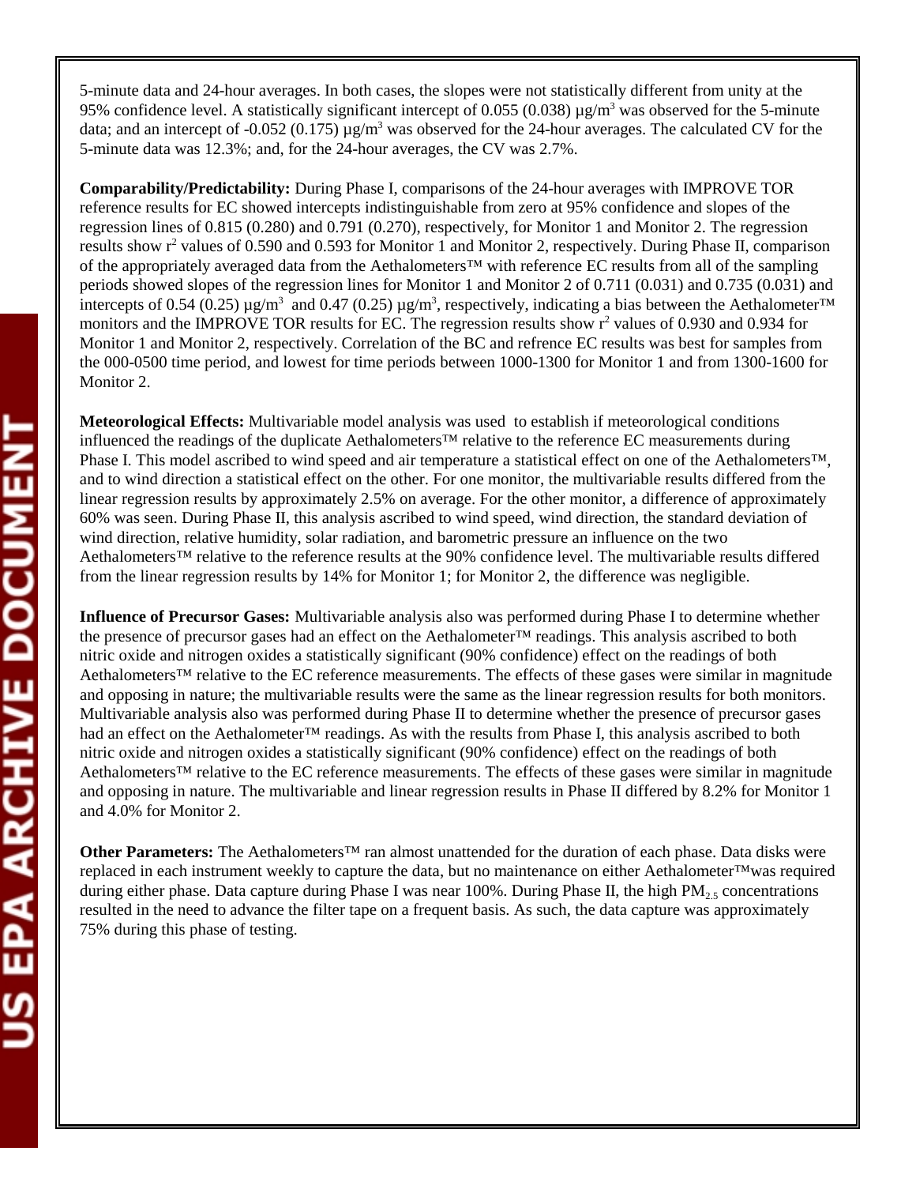5-minute data and 24-hour averages. In both cases, the slopes were not statistically different from unity at the 95% confidence level. A statistically significant intercept of 0.055 (0.038) µg/m$^3$ was observed for the 5-minute data; and an intercept of -0.052 (0.175) µg/m$^3$ was observed for the 24-hour averages. The calculated CV for the 5-minute data was 12.3%; and, for the 24-hour averages, the CV was 2.7%.

**Comparability/Predictability:** During Phase I, comparisons of the 24-hour averages with IMPROVE TOR reference results for EC showed intercepts indistinguishable from zero at 95% confidence and slopes of the regression lines of 0.815 (0.280) and 0.791 (0.270), respectively, for Monitor 1 and Monitor 2. The regression results show $r^2$ values of 0.590 and 0.593 for Monitor 1 and Monitor 2, respectively. During Phase II, comparison of the appropriately averaged data from the Aethalometers™ with reference EC results from all of the sampling periods showed slopes of the regression lines for Monitor 1 and Monitor 2 of 0.711 (0.031) and 0.735 (0.031) and intercepts of 0.54 (0.25) µg/m$^3$ and 0.47 (0.25) µg/m$^3$, respectively, indicating a bias between the Aethalometer™ monitors and the IMPROVE TOR results for EC. The regression results show $r^2$ values of 0.930 and 0.934 for Monitor 1 and Monitor 2, respectively. Correlation of the BC and refrence EC results was best for samples from the 000-0500 time period, and lowest for time periods between 1000-1300 for Monitor 1 and from 1300-1600 for Monitor 2.

**Meteorological Effects:** Multivariable model analysis was used to establish if meteorological conditions influenced the readings of the duplicate Aethalometers™ relative to the reference EC measurements during Phase I. This model ascribed to wind speed and air temperature a statistical effect on one of the Aethalometers™, and to wind direction a statistical effect on the other. For one monitor, the multivariable results differed from the linear regression results by approximately 2.5% on average. For the other monitor, a difference of approximately 60% was seen. During Phase II, this analysis ascribed to wind speed, wind direction, the standard deviation of wind direction, relative humidity, solar radiation, and barometric pressure an influence on the two Aethalometers™ relative to the reference results at the 90% confidence level. The multivariable results differed from the linear regression results by 14% for Monitor 1; for Monitor 2, the difference was negligible.

**Influence of Precursor Gases:** Multivariable analysis also was performed during Phase I to determine whether the presence of precursor gases had an effect on the Aethalometer™ readings. This analysis ascribed to both nitric oxide and nitrogen oxides a statistically significant (90% confidence) effect on the readings of both Aethalometers™ relative to the EC reference measurements. The effects of these gases were similar in magnitude and opposing in nature; the multivariable results were the same as the linear regression results for both monitors. Multivariable analysis also was performed during Phase II to determine whether the presence of precursor gases had an effect on the Aethalometer™ readings. As with the results from Phase I, this analysis ascribed to both nitric oxide and nitrogen oxides a statistically significant (90% confidence) effect on the readings of both Aethalometers™ relative to the EC reference measurements. The effects of these gases were similar in magnitude and opposing in nature. The multivariable and linear regression results in Phase II differed by 8.2% for Monitor 1 and 4.0% for Monitor 2.

**Other Parameters:** The Aethalometers™ ran almost unattended for the duration of each phase. Data disks were replaced in each instrument weekly to capture the data, but no maintenance on either Aethalometer™was required during either phase. Data capture during Phase I was near 100%. During Phase II, the high $PM_{2.5}$ concentrations resulted in the need to advance the filter tape on a frequent basis. As such, the data capture was approximately 75% during this phase of testing.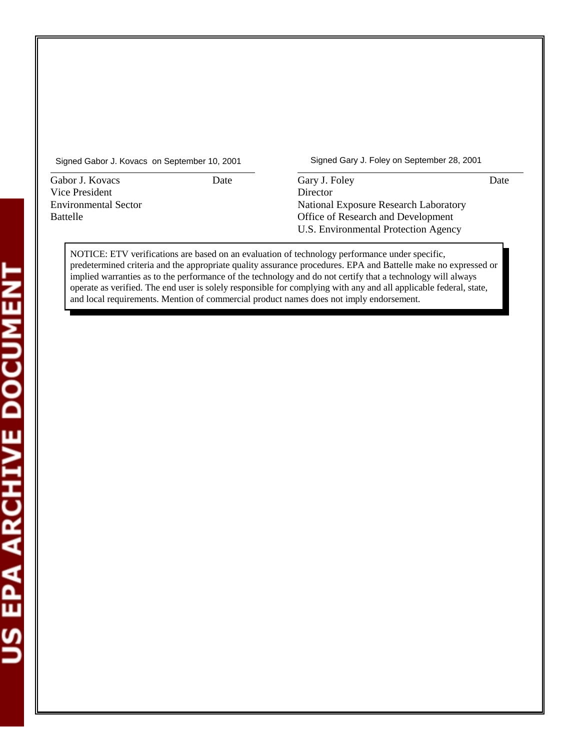Signed Gabor J. Kovacs on September 10, 2001

Gabor J. Kovacs Date
Vice President
Environmental Sector
Battelle

Signed Gary J. Foley on September 28, 2001

Gary J. Foley Date
Director
National Exposure Research Laboratory
Office of Research and Development
U.S. Environmental Protection Agency

NOTICE: ETV verifications are based on an evaluation of technology performance under specific, predetermined criteria and the appropriate quality assurance procedures. EPA and Battelle make no expressed or implied warranties as to the performance of the technology and do not certify that a technology will always operate as verified. The end user is solely responsible for complying with any and all applicable federal, state, and local requirements. Mention of commercial product names does not imply endorsement.